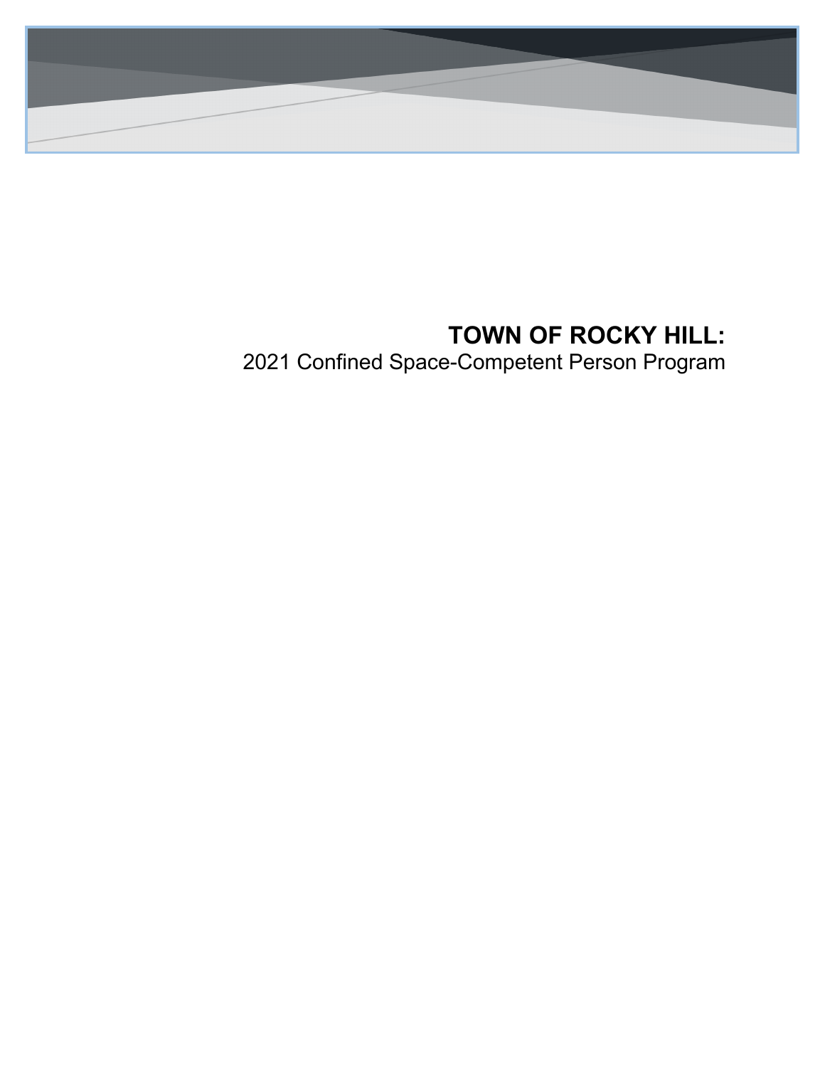# TOWN OF ROCKY HILL:

2021 Confined Space-Competent Person Program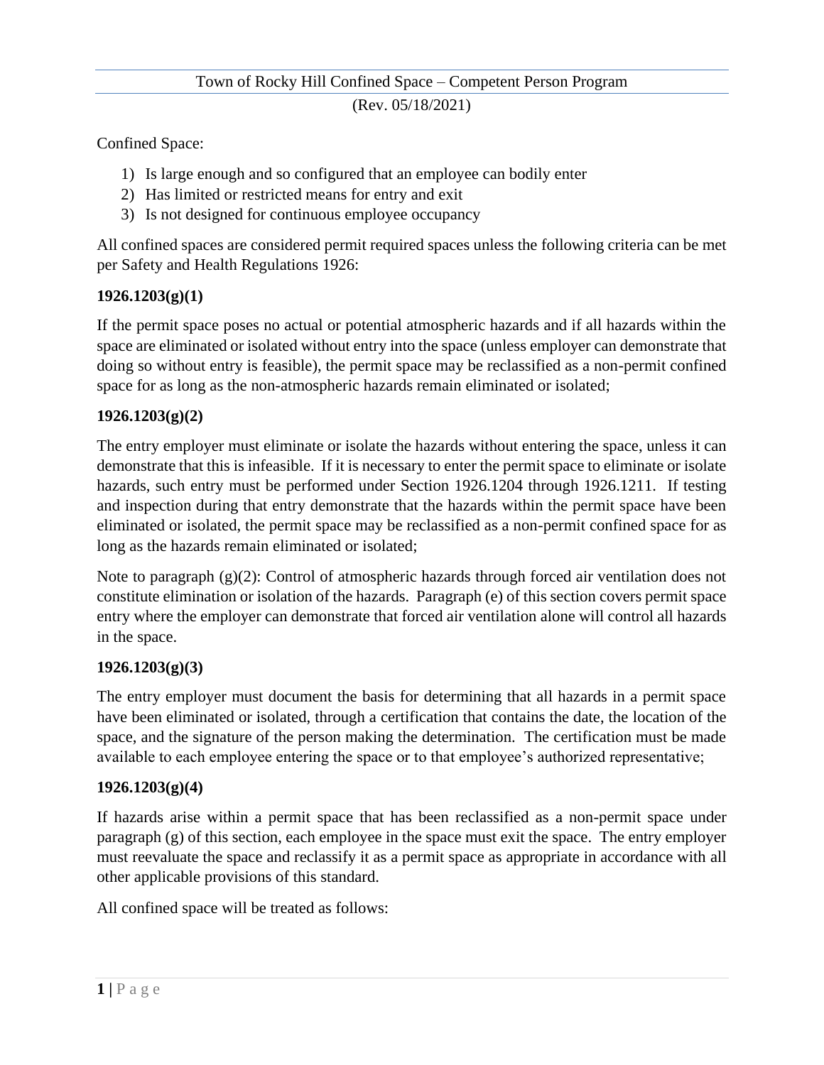Confined Space:

1) Is large enough and so configured that an employee can bodily enter
2) Has limited or restricted means for entry and exit
3) Is not designed for continuous employee occupancy

All confined spaces are considered permit required spaces unless the following criteria can be met per Safety and Health Regulations 1926:

**1926.1203(g)(1)**

If the permit space poses no actual or potential atmospheric hazards and if all hazards within the space are eliminated or isolated without entry into the space (unless employer can demonstrate that doing so without entry is feasible), the permit space may be reclassified as a non-permit confined space for as long as the non-atmospheric hazards remain eliminated or isolated;

**1926.1203(g)(2)**

The entry employer must eliminate or isolate the hazards without entering the space, unless it can demonstrate that this is infeasible. If it is necessary to enter the permit space to eliminate or isolate hazards, such entry must be performed under Section 1926.1204 through 1926.1211. If testing and inspection during that entry demonstrate that the hazards within the permit space have been eliminated or isolated, the permit space may be reclassified as a non-permit confined space for as long as the hazards remain eliminated or isolated;

Note to paragraph (g)(2): Control of atmospheric hazards through forced air ventilation does not constitute elimination or isolation of the hazards. Paragraph (e) of this section covers permit space entry where the employer can demonstrate that forced air ventilation alone will control all hazards in the space.

**1926.1203(g)(3)**

The entry employer must document the basis for determining that all hazards in a permit space have been eliminated or isolated, through a certification that contains the date, the location of the space, and the signature of the person making the determination. The certification must be made available to each employee entering the space or to that employee's authorized representative;

**1926.1203(g)(4)**

If hazards arise within a permit space that has been reclassified as a non-permit space under paragraph (g) of this section, each employee in the space must exit the space. The entry employer must reevaluate the space and reclassify it as a permit space as appropriate in accordance with all other applicable provisions of this standard.

All confined space will be treated as follows: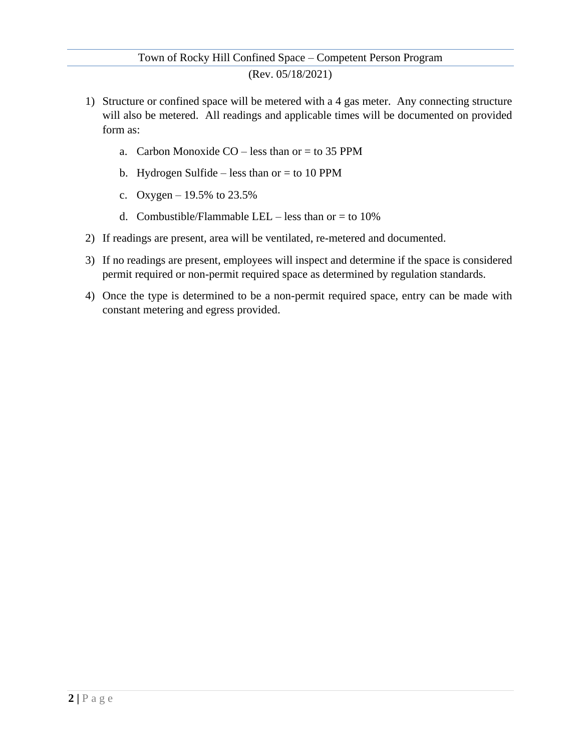1) Structure or confined space will be metered with a 4 gas meter. Any connecting structure will also be metered. All readings and applicable times will be documented on provided form as:

   a. Carbon Monoxide CO – less than or = to 35 PPM

   b. Hydrogen Sulfide – less than or = to 10 PPM

   c. Oxygen – 19.5% to 23.5%

   d. Combustible/Flammable LEL – less than or = to 10%

2) If readings are present, area will be ventilated, re-metered and documented.

3) If no readings are present, employees will inspect and determine if the space is considered permit required or non-permit required space as determined by regulation standards.

4) Once the type is determined to be a non-permit required space, entry can be made with constant metering and egress provided.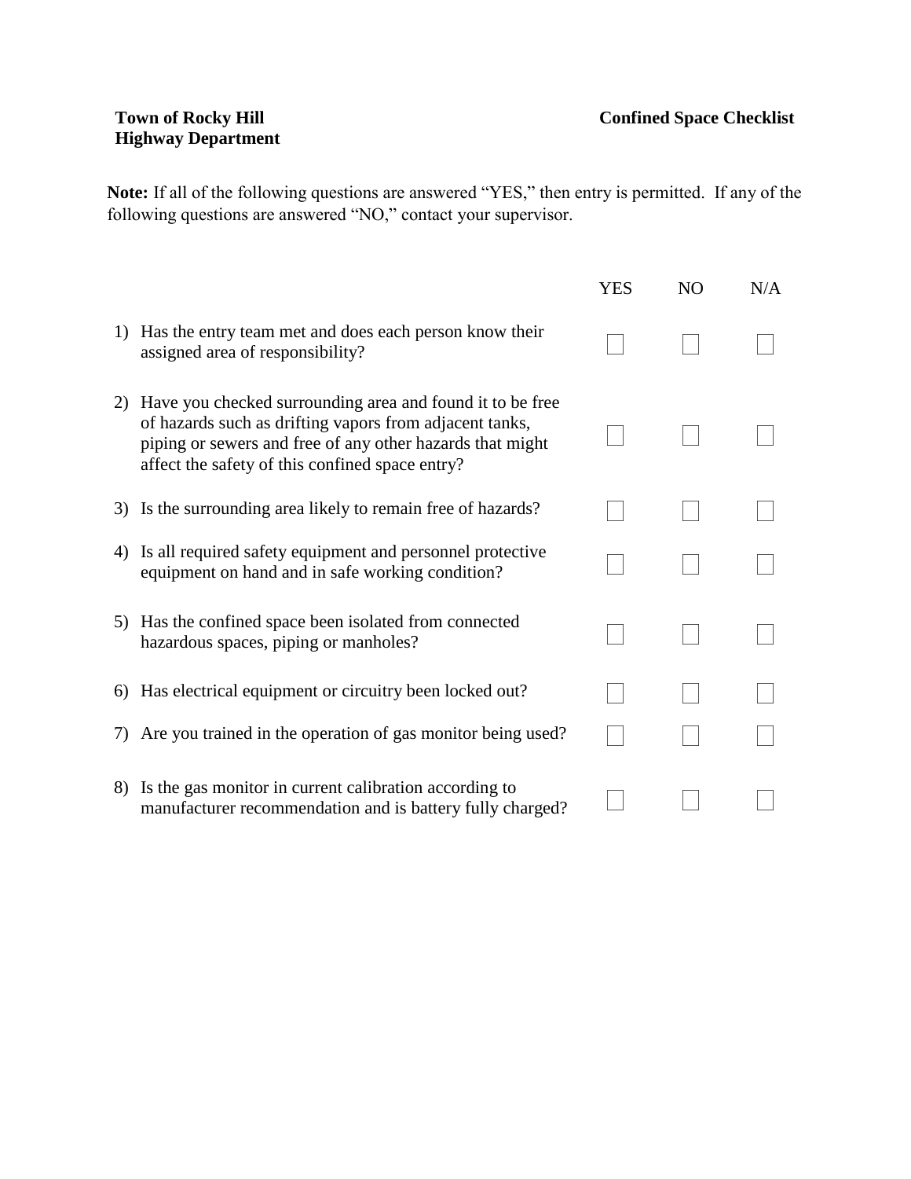**Town of Rocky Hill**
**Highway Department**

**Confined Space Checklist**

**Note:** If all of the following questions are answered "YES," then entry is permitted. If any of the following questions are answered "NO," contact your supervisor.

| | | YES | NO | N/A |
|---|---|---|---|---|
| 1) | Has the entry team met and does each person know their assigned area of responsibility? | ☐ | ☐ | ☐ |
| 2) | Have you checked surrounding area and found it to be free of hazards such as drifting vapors from adjacent tanks, piping or sewers and free of any other hazards that might affect the safety of this confined space entry? | ☐ | ☐ | ☐ |
| 3) | Is the surrounding area likely to remain free of hazards? | ☐ | ☐ | ☐ |
| 4) | Is all required safety equipment and personnel protective equipment on hand and in safe working condition? | ☐ | ☐ | ☐ |
| 5) | Has the confined space been isolated from connected hazardous spaces, piping or manholes? | ☐ | ☐ | ☐ |
| 6) | Has electrical equipment or circuitry been locked out? | ☐ | ☐ | ☐ |
| 7) | Are you trained in the operation of gas monitor being used? | ☐ | ☐ | ☐ |
| 8) | Is the gas monitor in current calibration according to manufacturer recommendation and is battery fully charged? | ☐ | ☐ | ☐ |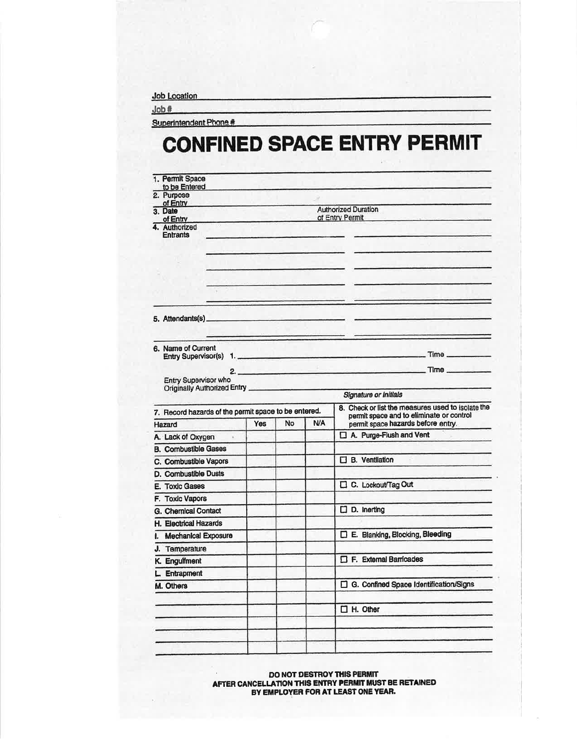Job Location ______________________________

Job # ______________________________

Superintendent Phone # ______________________________

# CONFINED SPACE ENTRY PERMIT

1. Permit Space to be Entered ______________________________
2. Purpose of Entry ______________________________
3. Date of Entry ______________________________ Authorized Duration of Entry Permit ______________________________
4. Authorized Entrants ______________________________

5. Attendants(s) ______________________________

6. Name of Current Entry Supervisor(s) 1. ______________________________ Time ________

   2. ______________________________ Time ________

   Entry Supervisor who Originally Authorized Entry ______________________________

   *Signature or Initials*

| 7. Record hazards of the permit space to be entered. | | | | 8. Check or list the measures used to isolate the permit space and to eliminate or control permit space hazards before entry. |
|---|---|---|---|---|
| Hazard | Yes | No | N/A | |
| A. Lack of Oxygen | | | | ☐ A. Purge-Flush and Vent |
| B. Combustible Gases | | | | |
| C. Combustible Vapors | | | | ☐ B. Ventilation |
| D. Combustible Dusts | | | | |
| E. Toxic Gases | | | | ☐ C. Lockout/Tag Out |
| F. Toxic Vapors | | | | |
| G. Chemical Contact | | | | ☐ D. Inerting |
| H. Electrical Hazards | | | | |
| I. Mechanical Exposure | | | | ☐ E. Blanking, Blocking, Bleeding |
| J. Temperature | | | | |
| K. Engulfment | | | | ☐ F. External Barricades |
| L. Entrapment | | | | |
| M. Others | | | | ☐ G. Confined Space Identification/Signs |
| | | | | |
| | | | | ☐ H. Other |
| | | | | |
| | | | | |
| | | | | |

**DO NOT DESTROY THIS PERMIT**
**AFTER CANCELLATION THIS ENTRY PERMIT MUST BE RETAINED BY EMPLOYER FOR AT LEAST ONE YEAR.**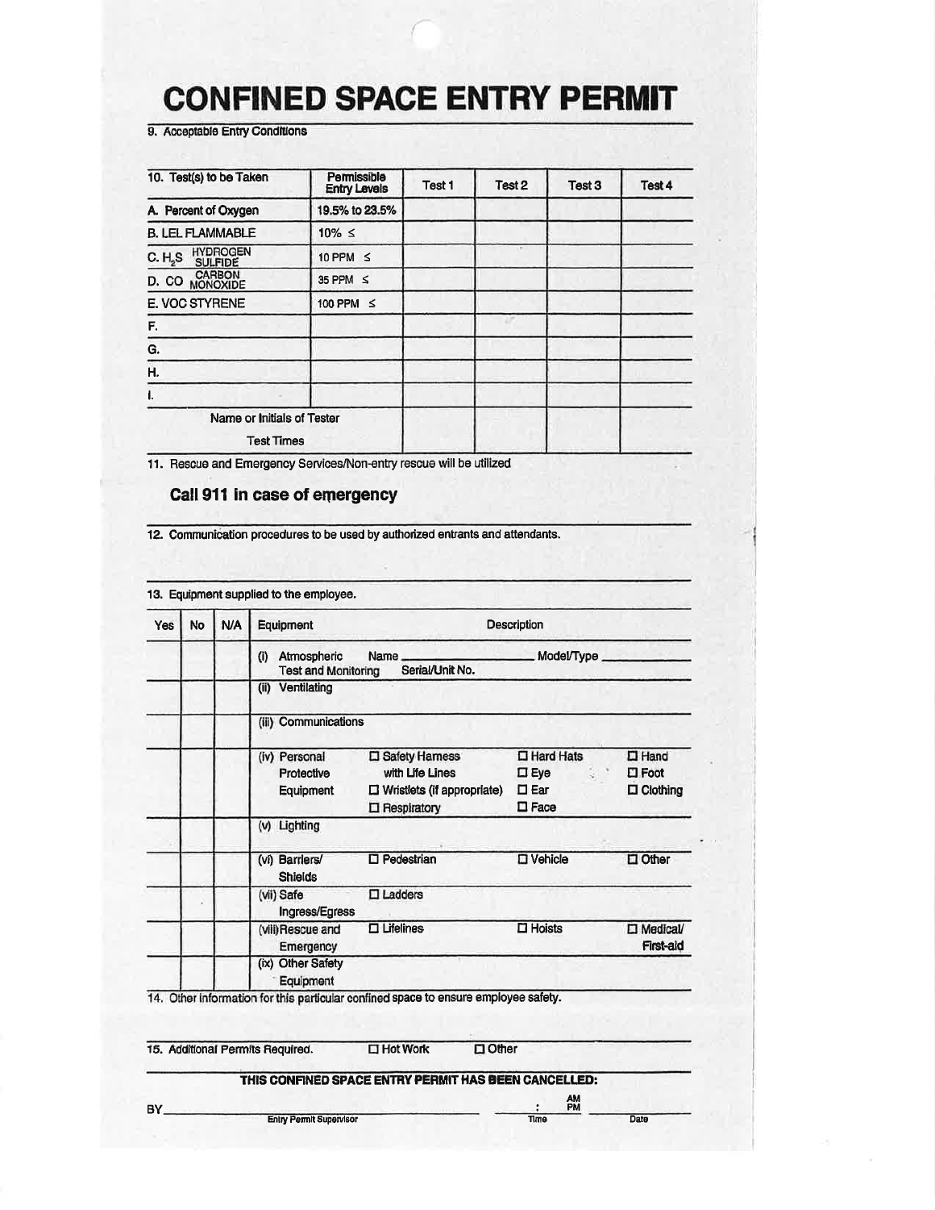# CONFINED SPACE ENTRY PERMIT

9. Acceptable Entry Conditions

| 10. Test(s) to be Taken | Permissible Entry Levels | Test 1 | Test 2 | Test 3 | Test 4 |
|---|---|---|---|---|---|
| A. Percent of Oxygen | 19.5% to 23.5% | | | | |
| B. LEL FLAMMABLE | 10% ≤ | | | | |
| C. $H_2S$ HYDROGEN SULFIDE | 10 PPM ≤ | | | | |
| D. CO CARBON MONOXIDE | 35 PPM ≤ | | | | |
| E. VOC STYRENE | 100 PPM ≤ | | | | |
| F. | | | | | |
| G. | | | | | |
| H. | | | | | |
| I. | | | | | |
| Name or Initials of Tester | | | | | |
| Test Times | | | | | |

11. Rescue and Emergency Services/Non-entry rescue will be utilized

**Call 911 in case of emergency**

12. Communication procedures to be used by authorized entrants and attendants.

13. Equipment supplied to the employee.

| Yes | No | N/A | Equipment | Description | | |
|---|---|---|---|---|---|---|
| | | | (i) Atmospheric Test and Monitoring | Name ______ Serial/Unit No. | Model/Type ______ | |
| | | | (ii) Ventilating | | | |
| | | | (iii) Communications | | | |
| | | | (iv) Personal Protective Equipment | ☐ Safety Harness with Life Lines ☐ Wristlets (if appropriate) ☐ Respiratory | ☐ Hard Hats ☐ Eye ☐ Ear ☐ Face | ☐ Hand ☐ Foot ☐ Clothing |
| | | | (v) Lighting | | | |
| | | | (vi) Barriers/ Shields | ☐ Pedestrian | ☐ Vehicle | ☐ Other |
| | | | (vii) Safe Ingress/Egress | ☐ Ladders | | |
| | | | (viii) Rescue and Emergency | ☐ Lifelines | ☐ Hoists | ☐ Medical/ First-aid |
| | | | (ix) Other Safety Equipment | | | |

14. Other information for this particular confined space to ensure employee safety.

15. Additional Permits Required. ☐ Hot Work ☐ Other

**THIS CONFINED SPACE ENTRY PERMIT HAS BEEN CANCELLED:**

BY ______________________ Entry Permit Supervisor ____ : ____ AM/PM Time ________ Date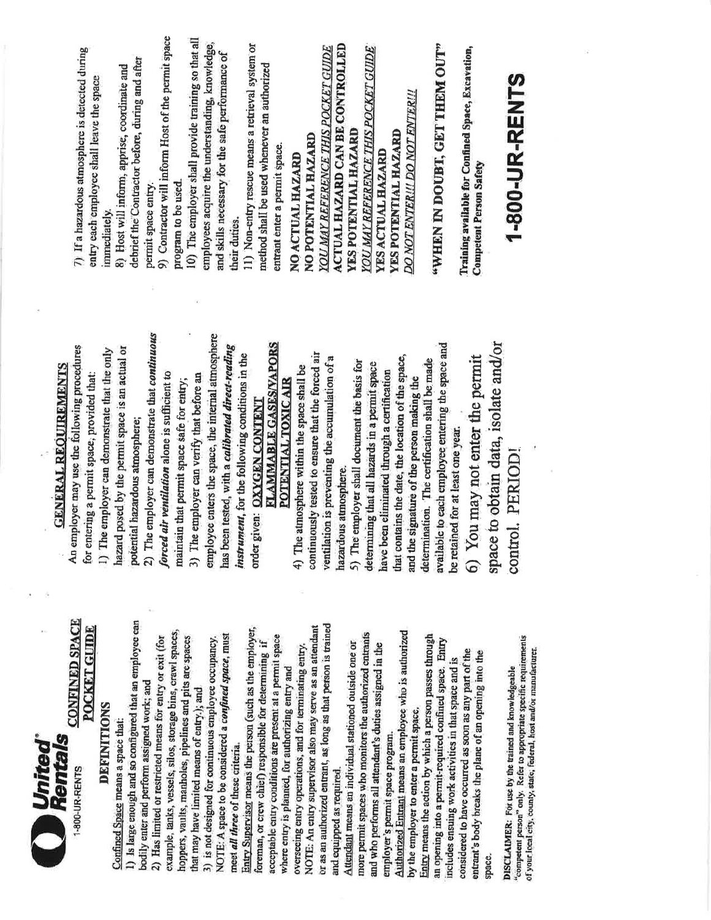United Rentals

1-800-UR-RENTS

## CONFINED SPACE POCKET GUIDE

### DEFINITIONS

Confined Space means a space that:

1) Is large enough and so configured that an employee can bodily enter and perform assigned work; and

2) Has limited or restricted means for entry or exit (for example, tanks, vessels, silos, storage bins, crawl spaces, hoppers, vaults, manholes, pipelines and pits are spaces that may have limited means of entry.); and

3) is not designed for continuous employee occupancy.

NOTE: A space to be considered a *confined space*, must meet *all three* of these criteria.

Entry Supervisor means the person (such as the employer, foreman, or crew chief) responsible for determining if acceptable entry conditions are present at a permit space where entry is planned, for authorizing entry and overseeing entry operations, and for terminating entry.

NOTE: An entry supervisor also may serve as an attendant or as an authorized entrant, as long as that person is trained and equipped as required.

Attendant means an individual stationed outside one or more permit spaces who monitors the authorized entrants and who performs all attendant's duties assigned in the employer's permit space program.

Authorized Entrant means an employee who is authorized by the employer to enter a permit space.

Entry means the action by which a person passes through an opening into a permit-required confined space. Entry includes ensuing work activities in that space and is considered to have occurred as soon as any part of the entrant's body breaks the plane of an opening into the space.

**DISCLAIMER:** For use by the trained and knowledgeable "competent person" only. Refer to appropriate specific requirements of your local city, county, state, federal, host and/or manufacturer.

### GENERAL REQUIREMENTS

An employer may use the following procedures for entering a permit space, provided that:

1) The employer can demonstrate that the only hazard posed by the permit space is an actual or potential hazardous atmosphere;

2) The employer can demonstrate that *continuous forced air ventilation* alone is sufficient to maintain that permit space safe for entry;

3) The employer can verify that before an employee enters the space, the internal atmosphere has been tested, with a *calibrated direct-reading instrument*, for the following conditions in the order given: **OXYGEN CONTENT**

**FLAMMABLE GASES/VAPORS**

**POTENTIAL TOXIC AIR**

4) The atmosphere within the space shall be continuously tested to ensure that the forced air ventilation is preventing the accumulation of a hazardous atmosphere.

5) The employer shall document the basis for determining that all hazards in a permit space have been eliminated through a certification that contains the date, the location of the space, and the signature of the person making the determination. The certification shall be made available to each employee entering the space and be retained for at least one year.

6) You may not enter the permit space to obtain data, isolate and/or control. PERIOD!

7) If a hazardous atmosphere is detected during entry each employee shall leave the space immediately.

8) Host will inform, apprise, coordinate and debrief the Contractor before, during and after permit space entry.

9) Contractor will inform Host of the permit space program to be used.

10) The employer shall provide training so that all employees acquire the understanding, knowledge, and skills necessary for the safe performance of their duties.

11) Non-entry rescue means a retrieval system or method shall be used whenever an authorized entrant enter a permit space.

**NO ACTUAL HAZARD**
**NO POTENTIAL HAZARD**
***YOU MAY REFERENCE THIS POCKET GUIDE***
**ACTUAL HAZARD CAN BE CONTROLLED**
**YES POTENTIAL HAZARD**
***YOU MAY REFERENCE THIS POCKET GUIDE***
**YES ACTUAL HAZARD**
**YES POTENTIAL HAZARD**
***DO NOT ENTER!!! DO NOT ENTER!!!***

**"WHEN IN DOUBT, GET THEM OUT"**

**Training available for Confined Space, Excavation, Competent Person Safety**

**1-800-UR-RENTS**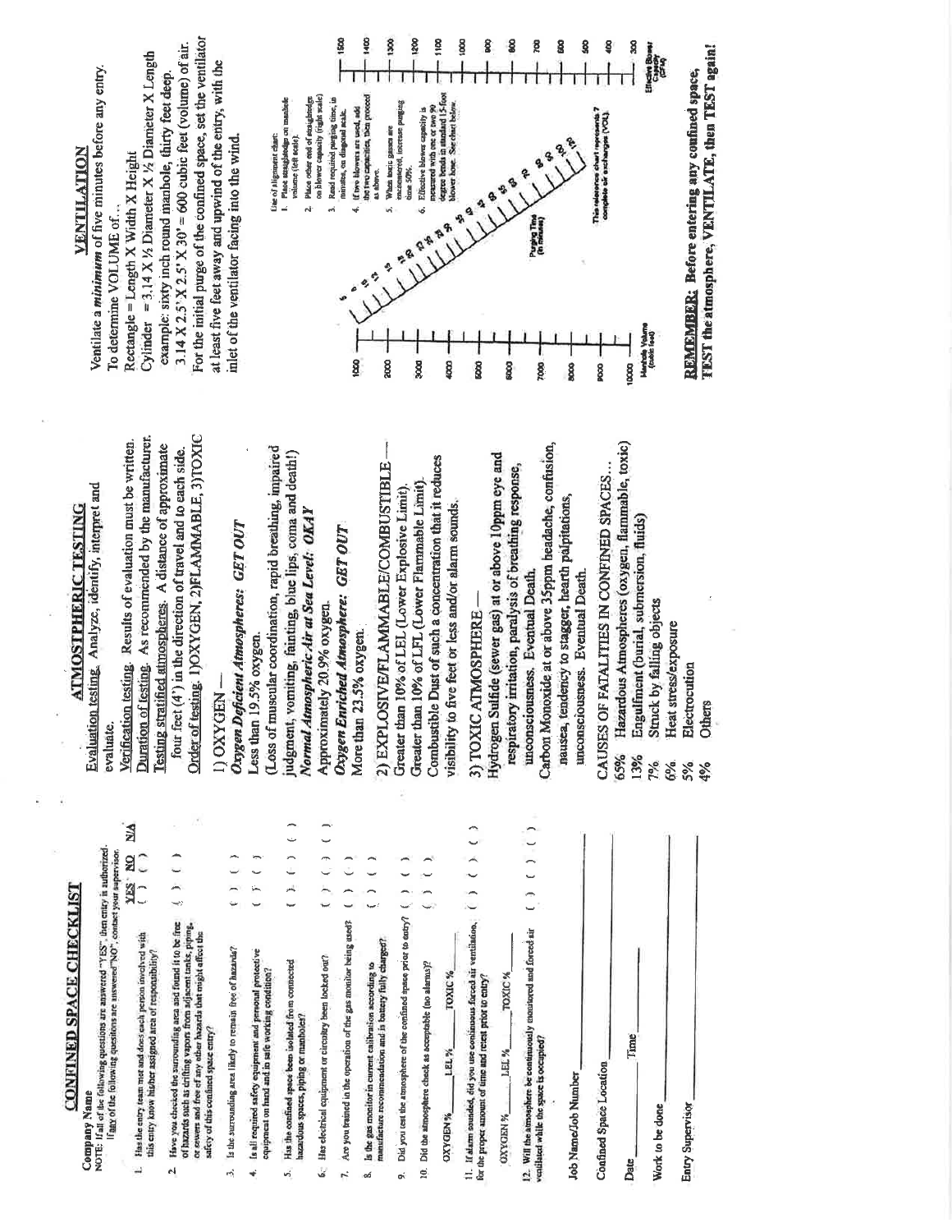# CONFINED SPACE CHECKLIST

**Company Name**

NOTE: If all of the following questions are answered "YES", then entry is authorized. If any of the following questions are answered "NO", contact your supervisor.

| | | YES | NO | N/A |
|---|---|---|---|---|
| 1. | Has the entry team met and does each person involved with this entry know his/her assigned area of responsibility? | ( ) | ( ) | |
| 2. | Have you checked the surrounding area and found it to be free of hazards such as drifting vapors from adjacent tanks, piping, or sewers and free of any other hazards that might affect the safety of this confined space entry? | ( ) | ( ) | |
| 3. | Is the surrounding area likely to remain free of hazards? | ( ) | ( ) | |
| 4. | Is all required safety equipment and personal protective equipment on hand and in safe working condition? | ( ) | ( ) | |
| 5. | Has the confined space been isolated from connected hazardous spaces, piping or manholes? | ( ) | ( ) | ( ) |
| 6. | Has electrical equipment or circuitry been locked out? | ( ) | ( ) | ( ) |
| 7. | Are you trained in the operation of the gas monitor being used? | ( ) | ( ) | |
| 8. | Is the gas monitor in current calibration according to manufacture recommendation and is battery fully charged? | ( ) | ( ) | |
| 9. | Did you test the atmosphere of the confined space prior to entry? | ( ) | ( ) | |
| 10. | Did the atmosphere check as acceptable (no alarms)? | ( ) | ( ) | |
| | OXYGEN%\_\_\_\_ LEL %\_\_\_\_ TOXIC %\_\_\_\_ | | | |
| 11. | If alarm sounded, did you use continuous forced air ventilation, for the proper amount of time and retest prior to entry? | ( ) | ( ) | ( ) |
| | OXYGEN %\_\_\_\_ LEL %\_\_\_\_ TOXIC %\_\_\_\_ | | | |
| 12. | Will the atmosphere be continuously monitored and forced air ventilated while the space is occupied? | ( ) | ( ) | ( ) |

Job Name/Job Number \_\_\_\_\_\_\_\_\_\_\_\_\_\_\_\_

Confined Space Location \_\_\_\_\_\_\_\_\_\_\_\_\_\_\_\_

Date \_\_\_\_\_\_\_\_ Time \_\_\_\_\_\_\_\_

Work to be done \_\_\_\_\_\_\_\_\_\_\_\_\_\_\_\_

Entry Supervisor \_\_\_\_\_\_\_\_\_\_\_\_\_\_\_\_

# ATMOSPHERIC TESTING

Evaluation testing. Analyze, identify, interpret and evaluate.

Verification testing. Results of evaluation must be written.

Duration of testing. As recommended by the manufacturer.

Testing stratified atmospheres. A distance of approximate four feet (4') in the direction of travel and to each side.

Order of testing. 1)OXYGEN, 2)FLAMMABLE, 3)TOXIC

1) OXYGEN –

***Oxygen Deficient Atmospheres: GET OUT***

Less than 19.5% oxygen.

(Loss of muscular coordination, rapid breathing, impaired judgment, vomiting, fainting, blue lips, coma and death!)

***Normal Atmospheric Air at Sea Level: OKAY***

Approximately 20.9% oxygen.

***Oxygen Enriched Atmosphere: GET OUT***

More than 23.5% oxygen.

2) EXPLOSIVE/FLAMMABLE/COMBUSTIBLE –

Greater than 10% of LEL (Lower Explosive Limit).

Greater than 10% of LFL (Lower Flammable Limit).

Combustible Dust of such a concentration that it reduces visibility to five feet or less and/or alarm sounds.

3) TOXIC ATMOSPHERE –

Hydrogen Sulfide (sewer gas) at or above 10ppm eye and respiratory irritation, paralysis of breathing response, unconsciousness. Eventual Death.

Carbon Monoxide at or above 35ppm headache, confusion, nausea, tendency to stagger, hearth palpitations, unconsciousness. Eventual Death.

CAUSES OF FATALITIES IN CONFINED SPACES…

| | |
|---|---|
| 65% | Hazardous Atmospheres (oxygen, flammable, toxic) |
| 13% | Engulfment (burial, submersion, fluids) |
| 7% | Struck by falling objects |
| 6% | Heat stress/exposure |
| 5% | Electrocution |
| 4% | Others |

# VENTILATION

Ventilate a ***minimum*** of five minutes before any entry.

To determine VOLUME of…

Rectangle = Length X Width X Height

Cylinder = 3.14 X ½ Diameter X ½ Diameter X Length

example: sixty inch round manhole, thirty feet deep.

3.14 X 2.5' X 2.5' X 30' = 600 cubic feet (volume) of air.

For the initial purge of the confined space, set the ventilator at least five feet away and upwind of the entry, with the inlet of the ventilator facing into the wind.

Use of alignment chart:
1. Place straightedge on manhole volume (left scale).
2. Place other end of straightedge on blower capacity (right scale).
3. Read required purging time, in minutes, on diagonal scale.
4. If two blowers are used, add the two capacities, then proceed as above.
5. When toxic gases are encountered, increase purging time 50%.
6. Effective blower capacity is measured with one or two 90 degree bends in standard 15-foot blower hose. See chart below.

Manhole Volume (cubic feet): 1000, 2000, 3000, 4000, 5000, 6000, 7000, 8000, 9000, 10000

Purging Time (in minutes)

Effective Blower Capacity (CFM): 1500, 1400, 1300, 1200, 1100, 1000, 900, 800, 700, 600, 500, 400, 300

This reference chart represents 7 complete air exchanges (VOL)

**REMEMBER: Before entering any confined space, TEST the atmosphere, VENTILATE, then TEST again!**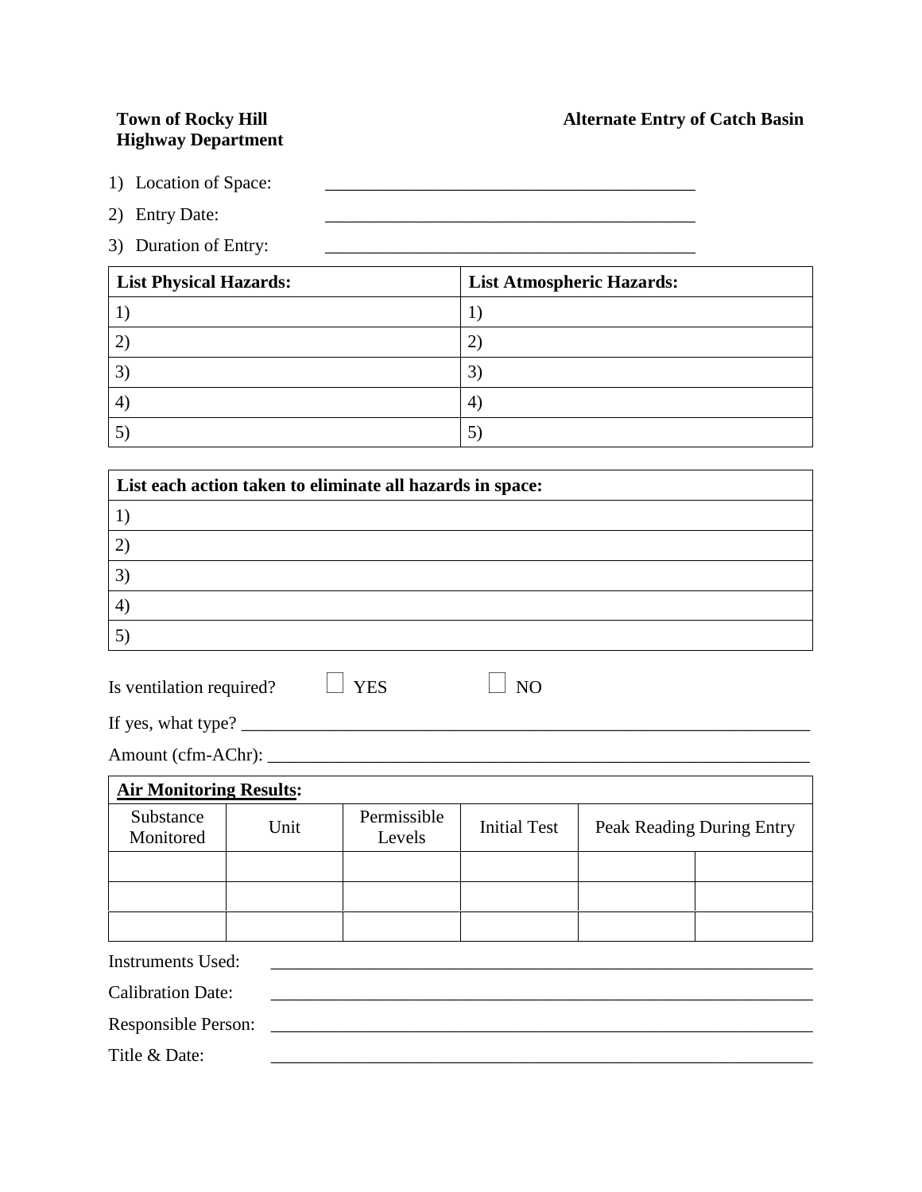**Town of Rocky Hill**
**Highway Department**

**Alternate Entry of Catch Basin**

1) Location of Space: ________________________________________

2) Entry Date: ________________________________________

3) Duration of Entry: ________________________________________

| **List Physical Hazards:** | **List Atmospheric Hazards:** |
|---|---|
| 1) | 1) |
| 2) | 2) |
| 3) | 3) |
| 4) | 4) |
| 5) | 5) |

| **List each action taken to eliminate all hazards in space:** |
|---|
| 1) |
| 2) |
| 3) |
| 4) |
| 5) |

Is ventilation required? ☐ YES ☐ NO

If yes, what type? ____________________________________________________________

Amount (cfm-AChr): ____________________________________________________________

| **Air Monitoring Results:** | | | | | |
|---|---|---|---|---|---|
| Substance Monitored | Unit | Permissible Levels | Initial Test | Peak Reading During Entry | |
| | | | | | |
| | | | | | |
| | | | | | |

Instruments Used: ____________________________________________________________

Calibration Date: ____________________________________________________________

Responsible Person: ____________________________________________________________

Title & Date: ____________________________________________________________